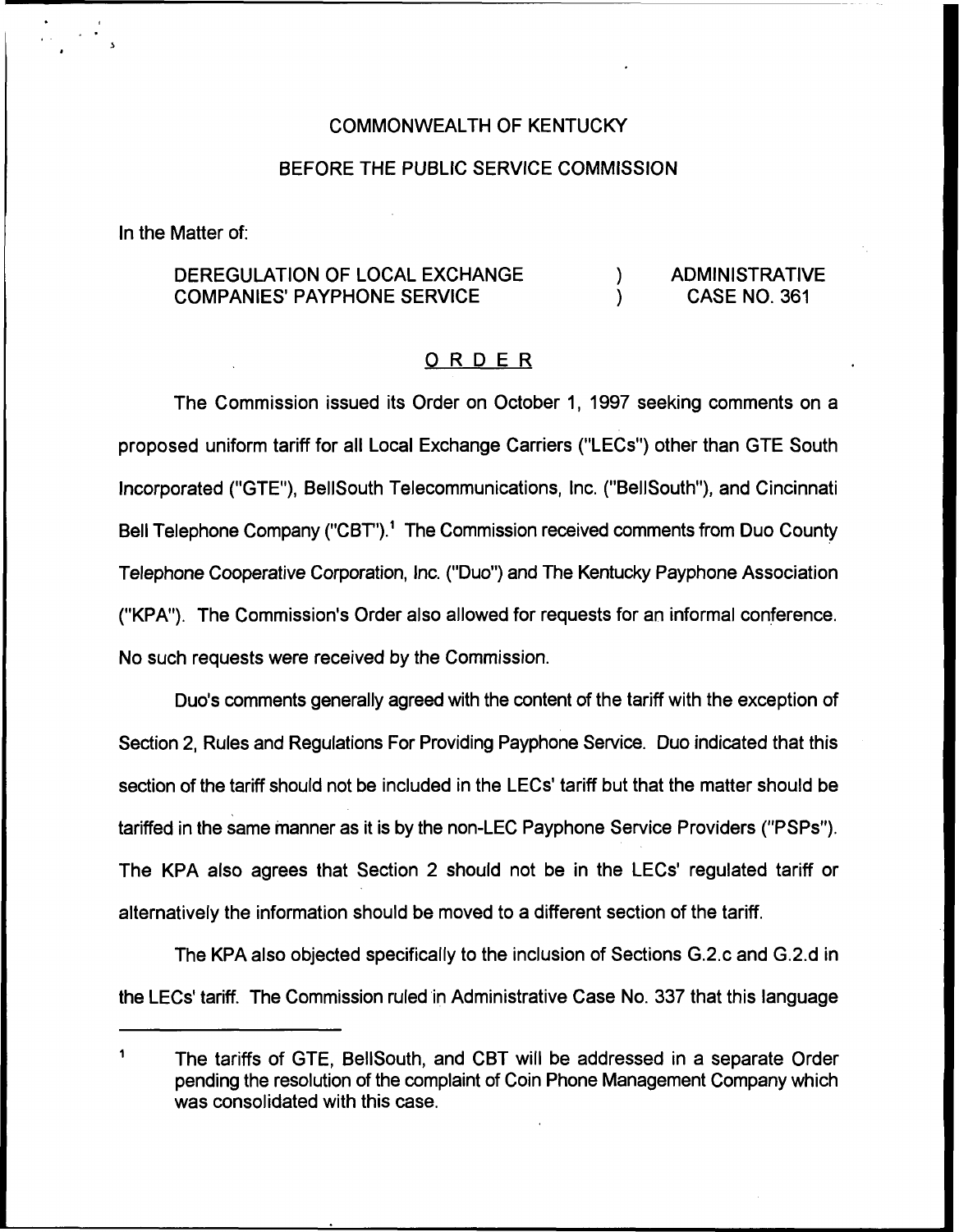COMMONWEALTH OF KENTUCKY

BEFORE THE PUBLIC SERVICE COMMISSION

In the Matter of:

| | | |
|---|---|---|
| DEREGULATION OF LOCAL EXCHANGE COMPANIES' PAYPHONE SERVICE | ) ) | ADMINISTRATIVE CASE NO. 361 |

## O R D E R

The Commission issued its Order on October 1, 1997 seeking comments on a proposed uniform tariff for all Local Exchange Carriers ("LECs") other than GTE South Incorporated ("GTE"), BellSouth Telecommunications, Inc. ("BellSouth"), and Cincinnati Bell Telephone Company ("CBT").[1] The Commission received comments from Duo County Telephone Cooperative Corporation, Inc. ("Duo") and The Kentucky Payphone Association ("KPA"). The Commission's Order also allowed for requests for an informal conference. No such requests were received by the Commission.

Duo's comments generally agreed with the content of the tariff with the exception of Section 2, Rules and Regulations For Providing Payphone Service. Duo indicated that this section of the tariff should not be included in the LECs' tariff but that the matter should be tariffed in the same manner as it is by the non-LEC Payphone Service Providers ("PSPs"). The KPA also agrees that Section 2 should not be in the LECs' regulated tariff or alternatively the information should be moved to a different section of the tariff.

The KPA also objected specifically to the inclusion of Sections G.2.c and G.2.d in the LECs' tariff. The Commission ruled in Administrative Case No. 337 that this language

[1] The tariffs of GTE, BellSouth, and CBT will be addressed in a separate Order pending the resolution of the complaint of Coin Phone Management Company which was consolidated with this case.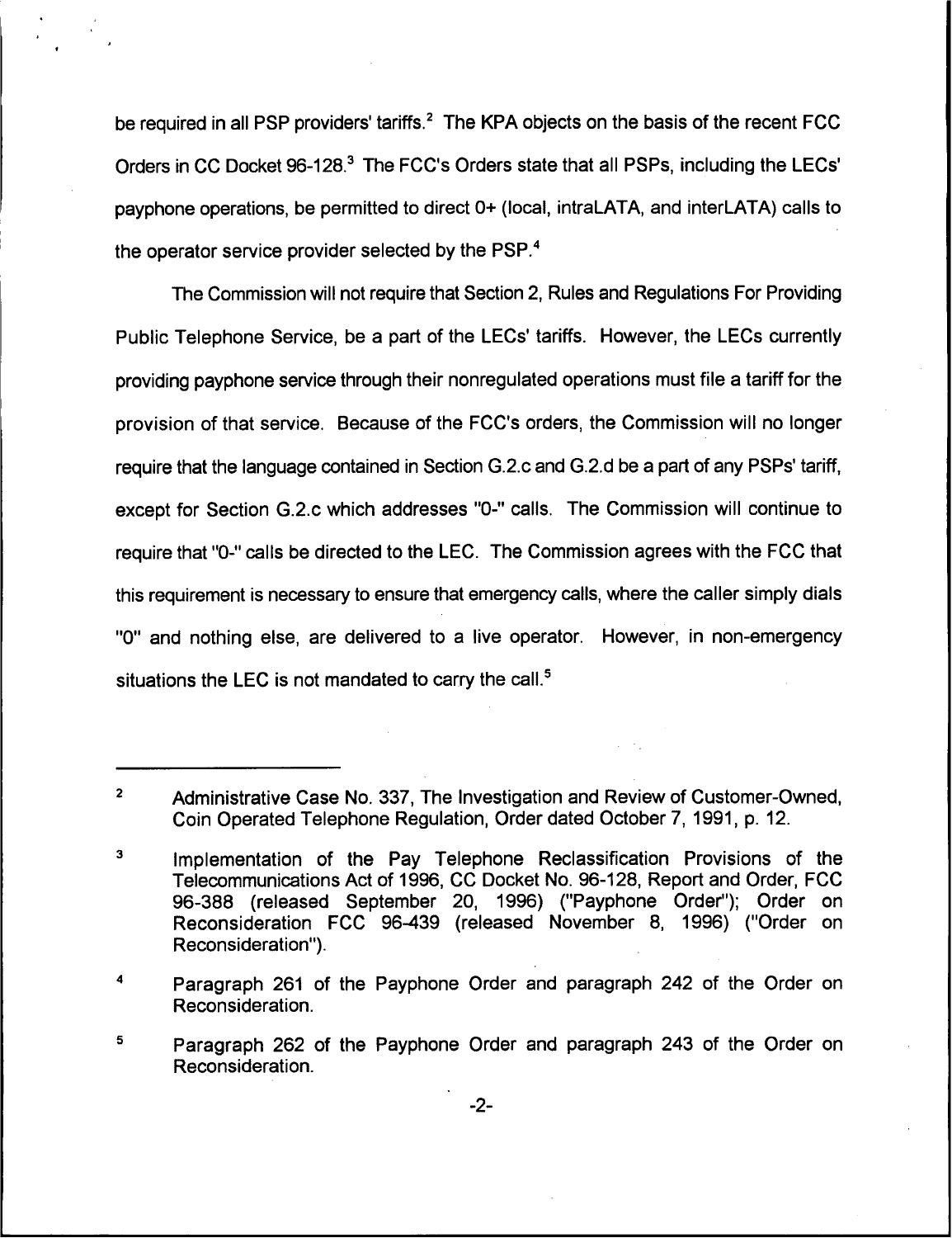be required in all PSP providers' tariffs.[2] The KPA objects on the basis of the recent FCC Orders in CC Docket 96-128.[3] The FCC's Orders state that all PSPs, including the LECs' payphone operations, be permitted to direct 0+ (local, intraLATA, and interLATA) calls to the operator service provider selected by the PSP.[4]

The Commission will not require that Section 2, Rules and Regulations For Providing Public Telephone Service, be a part of the LECs' tariffs. However, the LECs currently providing payphone service through their nonregulated operations must file a tariff for the provision of that service. Because of the FCC's orders, the Commission will no longer require that the language contained in Section G.2.c and G.2.d be a part of any PSPs' tariff, except for Section G.2.c which addresses "0-" calls. The Commission will continue to require that "0-" calls be directed to the LEC. The Commission agrees with the FCC that this requirement is necessary to ensure that emergency calls, where the caller simply dials "0" and nothing else, are delivered to a live operator. However, in non-emergency situations the LEC is not mandated to carry the call.[5]

---

[2] Administrative Case No. 337, The Investigation and Review of Customer-Owned, Coin Operated Telephone Regulation, Order dated October 7, 1991, p. 12.

[3] Implementation of the Pay Telephone Reclassification Provisions of the Telecommunications Act of 1996, CC Docket No. 96-128, Report and Order, FCC 96-388 (released September 20, 1996) ("Payphone Order"); Order on Reconsideration FCC 96-439 (released November 8, 1996) ("Order on Reconsideration").

[4] Paragraph 261 of the Payphone Order and paragraph 242 of the Order on Reconsideration.

[5] Paragraph 262 of the Payphone Order and paragraph 243 of the Order on Reconsideration.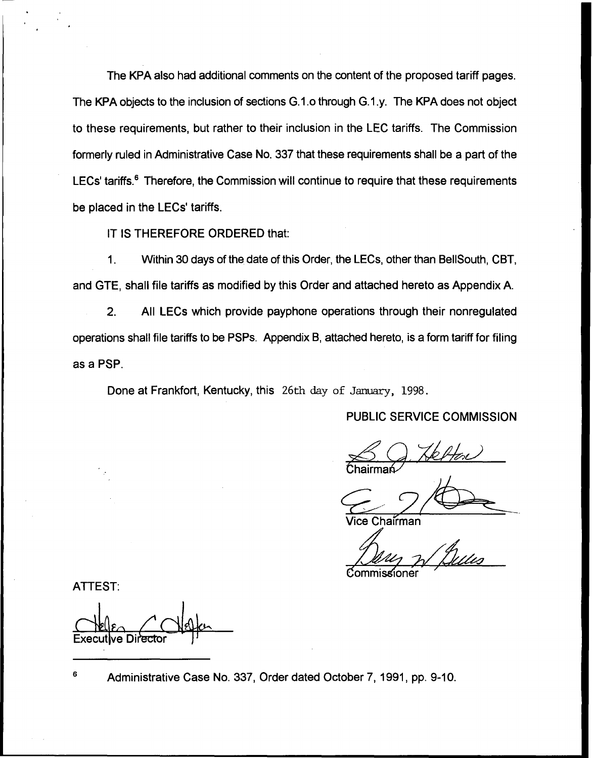The KPA also had additional comments on the content of the proposed tariff pages. The KPA objects to the inclusion of sections G.1.o through G.1.y. The KPA does not object to these requirements, but rather to their inclusion in the LEC tariffs. The Commission formerly ruled in Administrative Case No. 337 that these requirements shall be a part of the LECs' tariffs.[6] Therefore, the Commission will continue to require that these requirements be placed in the LECs' tariffs.

IT IS THEREFORE ORDERED that:

1. Within 30 days of the date of this Order, the LECs, other than BellSouth, CBT, and GTE, shall file tariffs as modified by this Order and attached hereto as Appendix A.

2. All LECs which provide payphone operations through their nonregulated operations shall file tariffs to be PSPs. Appendix B, attached hereto, is a form tariff for filing as a PSP.

Done at Frankfort, Kentucky, this 26th day of January, 1998.

PUBLIC SERVICE COMMISSION

Chairman

Vice Chairman

Commissioner

ATTEST:

Executive Director

[6] Administrative Case No. 337, Order dated October 7, 1991, pp. 9-10.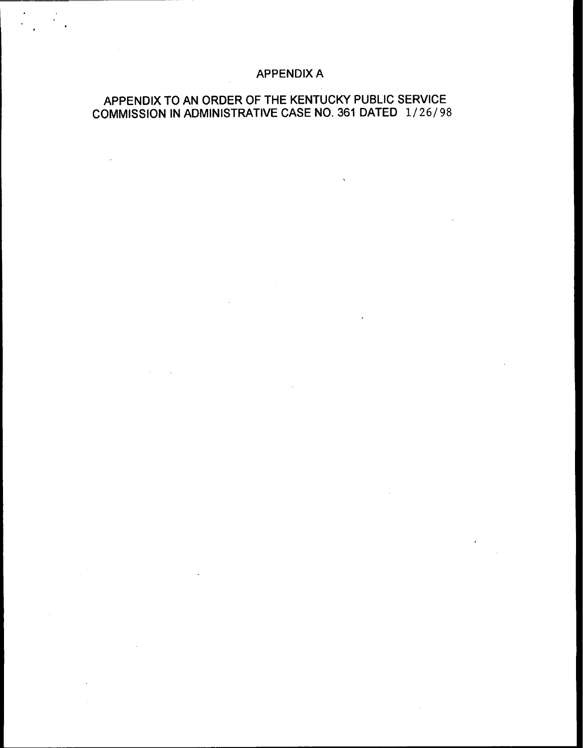# APPENDIX A

## APPENDIX TO AN ORDER OF THE KENTUCKY PUBLIC SERVICE COMMISSION IN ADMINISTRATIVE CASE NO. 361 DATED 1/26/98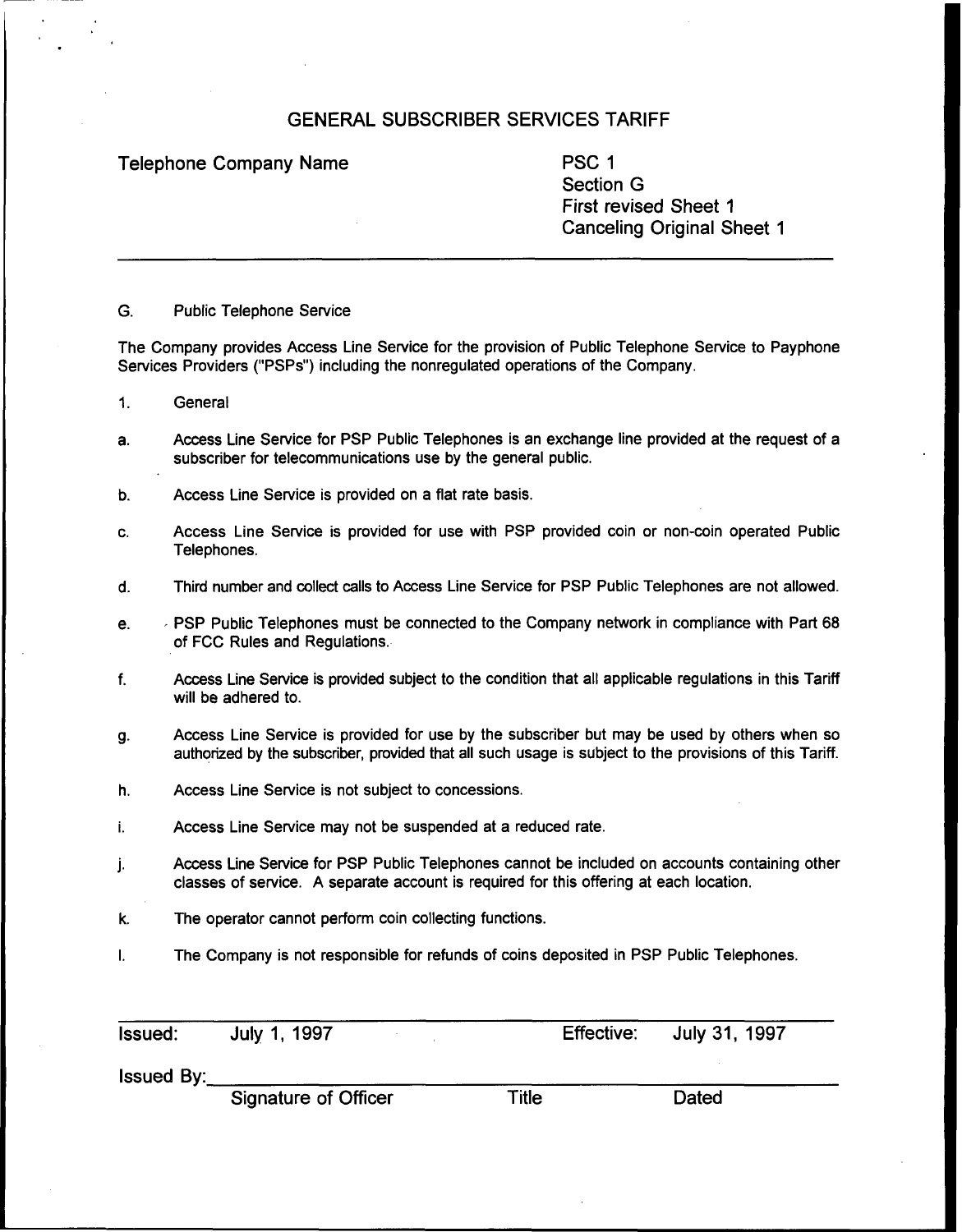# GENERAL SUBSCRIBER SERVICES TARIFF

Telephone Company Name

PSC 1
Section G
First revised Sheet 1
Canceling Original Sheet 1

---

G. Public Telephone Service

The Company provides Access Line Service for the provision of Public Telephone Service to Payphone Services Providers ("PSPs") including the nonregulated operations of the Company.

1. General

a. Access Line Service for PSP Public Telephones is an exchange line provided at the request of a subscriber for telecommunications use by the general public.

b. Access Line Service is provided on a flat rate basis.

c. Access Line Service is provided for use with PSP provided coin or non-coin operated Public Telephones.

d. Third number and collect calls to Access Line Service for PSP Public Telephones are not allowed.

e. PSP Public Telephones must be connected to the Company network in compliance with Part 68 of FCC Rules and Regulations.

f. Access Line Service is provided subject to the condition that all applicable regulations in this Tariff will be adhered to.

g. Access Line Service is provided for use by the subscriber but may be used by others when so authorized by the subscriber, provided that all such usage is subject to the provisions of this Tariff.

h. Access Line Service is not subject to concessions.

i. Access Line Service may not be suspended at a reduced rate.

j. Access Line Service for PSP Public Telephones cannot be included on accounts containing other classes of service. A separate account is required for this offering at each location.

k. The operator cannot perform coin collecting functions.

l. The Company is not responsible for refunds of coins deposited in PSP Public Telephones.

---

Issued: July 1, 1997 Effective: July 31, 1997

Issued By:\_\_\_\_\_\_\_\_\_\_\_\_\_\_\_\_\_\_\_\_\_\_\_\_\_\_\_\_\_\_\_\_\_\_\_\_\_\_\_\_

Signature of Officer Title Dated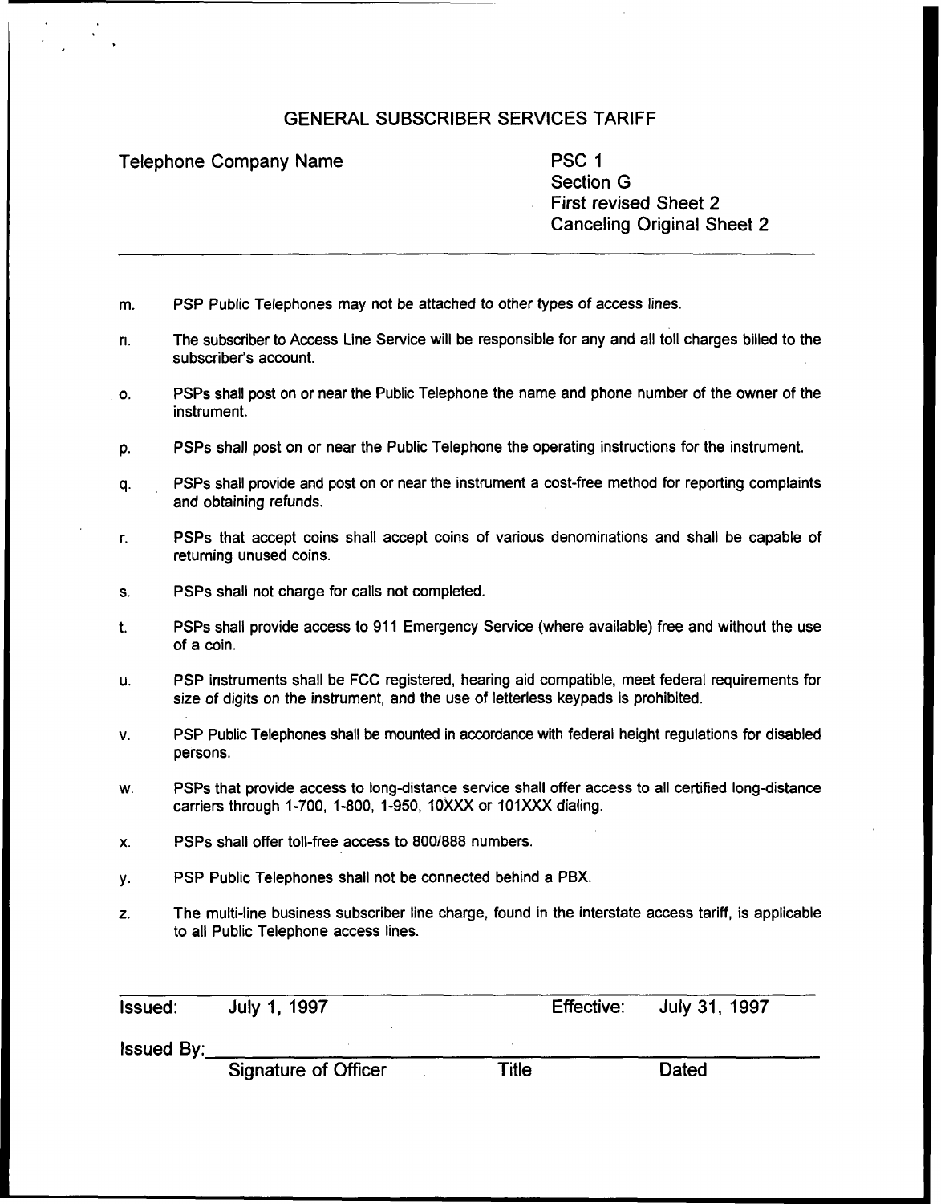# GENERAL SUBSCRIBER SERVICES TARIFF

Telephone Company Name

PSC 1
Section G
First revised Sheet 2
Canceling Original Sheet 2

---

m. PSP Public Telephones may not be attached to other types of access lines.

n. The subscriber to Access Line Service will be responsible for any and all toll charges billed to the subscriber's account.

o. PSPs shall post on or near the Public Telephone the name and phone number of the owner of the instrument.

p. PSPs shall post on or near the Public Telephone the operating instructions for the instrument.

q. PSPs shall provide and post on or near the instrument a cost-free method for reporting complaints and obtaining refunds.

r. PSPs that accept coins shall accept coins of various denominations and shall be capable of returning unused coins.

s. PSPs shall not charge for calls not completed.

t. PSPs shall provide access to 911 Emergency Service (where available) free and without the use of a coin.

u. PSP instruments shall be FCC registered, hearing aid compatible, meet federal requirements for size of digits on the instrument, and the use of letterless keypads is prohibited.

v. PSP Public Telephones shall be mounted in accordance with federal height regulations for disabled persons.

w. PSPs that provide access to long-distance service shall offer access to all certified long-distance carriers through 1-700, 1-800, 1-950, 10XXX or 101XXX dialing.

x. PSPs shall offer toll-free access to 800/888 numbers.

y. PSP Public Telephones shall not be connected behind a PBX.

z. The multi-line business subscriber line charge, found in the interstate access tariff, is applicable to all Public Telephone access lines.

---

Issued: July 1, 1997 Effective: July 31, 1997

Issued By:\_\_\_\_\_\_\_\_\_\_\_\_\_\_\_\_\_\_\_\_\_\_\_\_\_\_\_\_\_\_\_\_\_\_\_\_

Signature of Officer Title Dated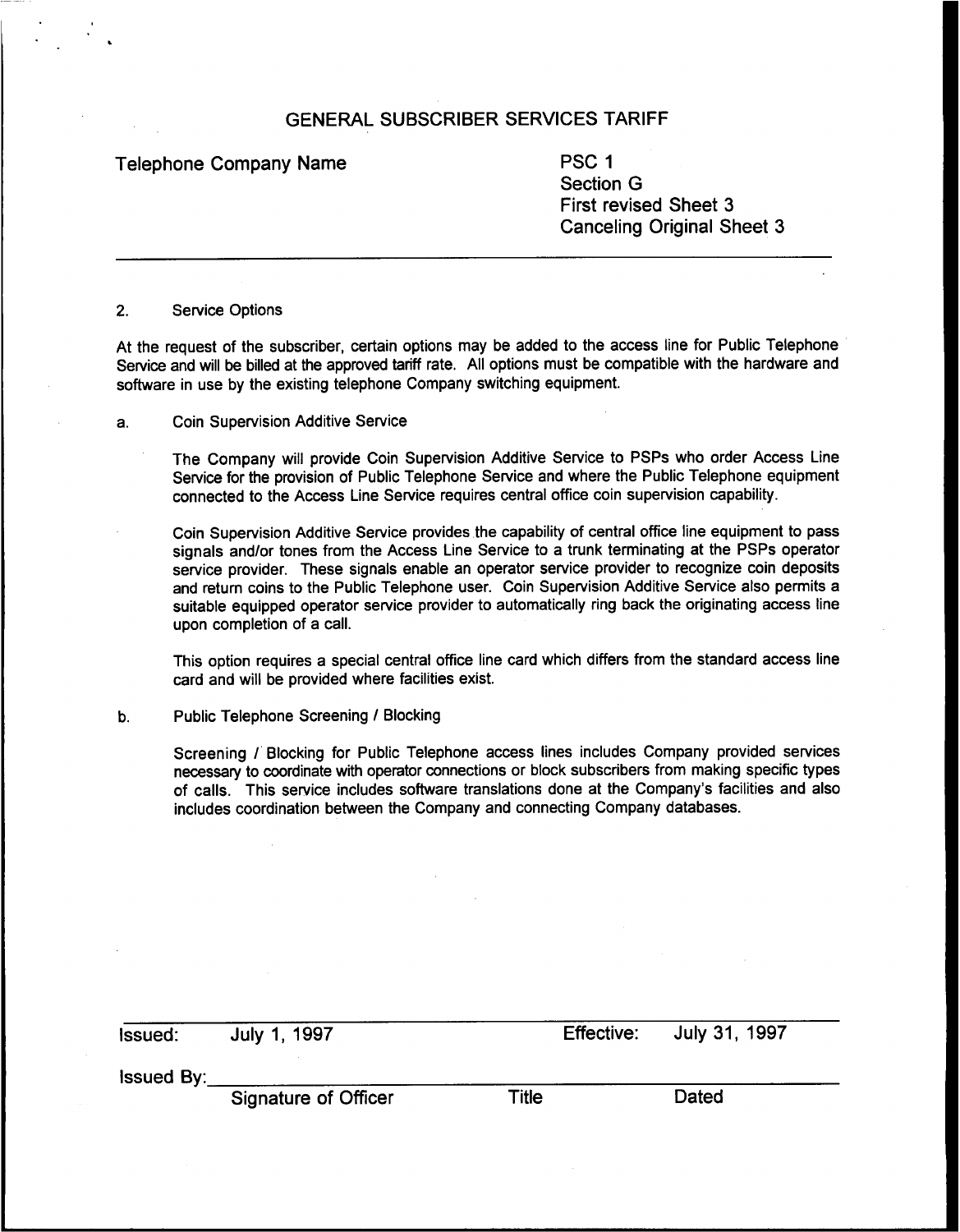# GENERAL SUBSCRIBER SERVICES TARIFF

Telephone Company Name

PSC 1
Section G
First revised Sheet 3
Canceling Original Sheet 3

---

2. Service Options

At the request of the subscriber, certain options may be added to the access line for Public Telephone Service and will be billed at the approved tariff rate. All options must be compatible with the hardware and software in use by the existing telephone Company switching equipment.

a. Coin Supervision Additive Service

The Company will provide Coin Supervision Additive Service to PSPs who order Access Line Service for the provision of Public Telephone Service and where the Public Telephone equipment connected to the Access Line Service requires central office coin supervision capability.

Coin Supervision Additive Service provides the capability of central office line equipment to pass signals and/or tones from the Access Line Service to a trunk terminating at the PSPs operator service provider. These signals enable an operator service provider to recognize coin deposits and return coins to the Public Telephone user. Coin Supervision Additive Service also permits a suitable equipped operator service provider to automatically ring back the originating access line upon completion of a call.

This option requires a special central office line card which differs from the standard access line card and will be provided where facilities exist.

b. Public Telephone Screening / Blocking

Screening / Blocking for Public Telephone access lines includes Company provided services necessary to coordinate with operator connections or block subscribers from making specific types of calls. This service includes software translations done at the Company's facilities and also includes coordination between the Company and connecting Company databases.

---

Issued: July 1, 1997 Effective: July 31, 1997

Issued By:\_\_\_\_\_\_\_\_\_\_\_\_\_\_\_\_\_\_\_\_\_\_\_\_\_\_\_\_\_\_\_\_\_\_\_\_\_\_\_\_

Signature of Officer Title Dated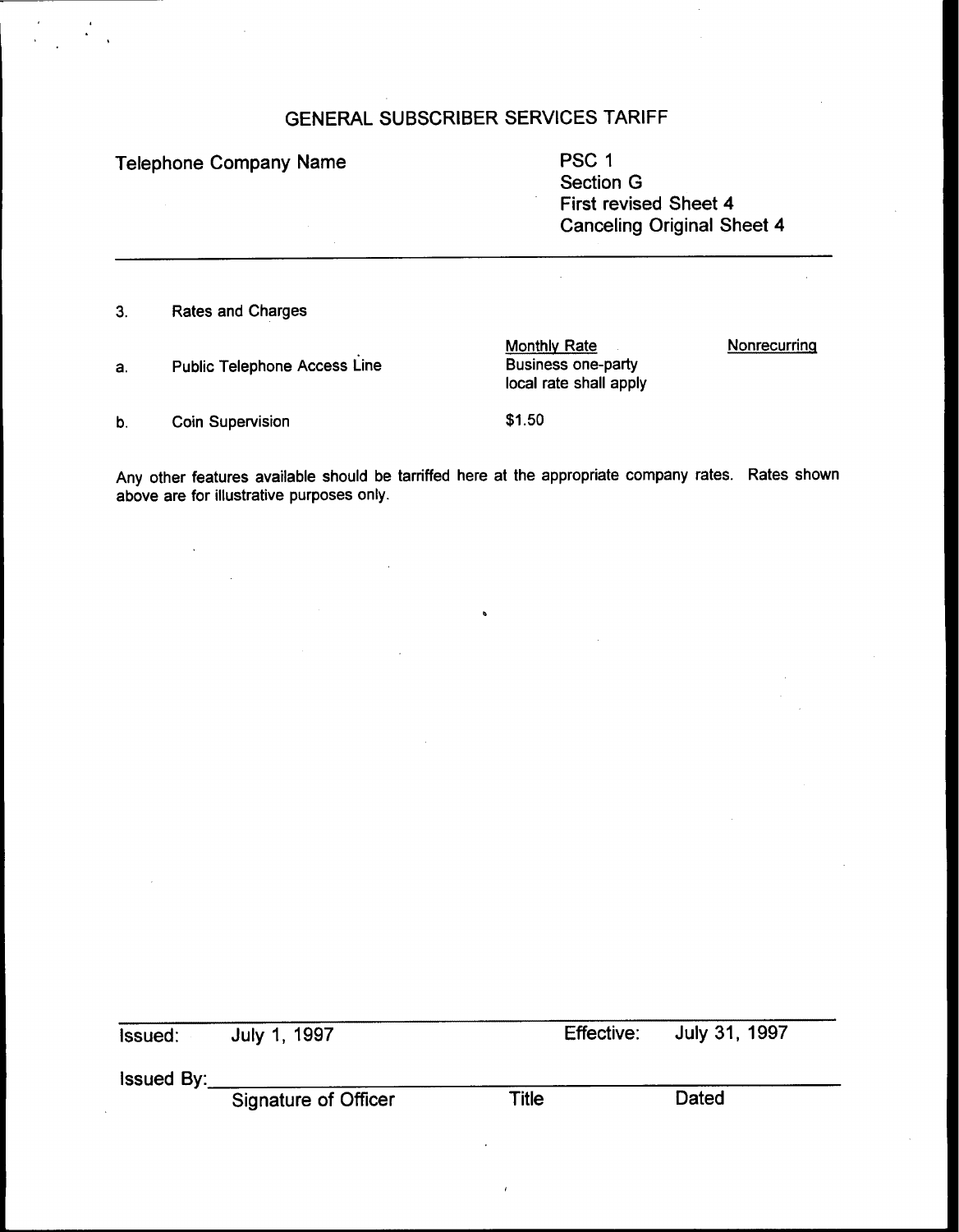# GENERAL SUBSCRIBER SERVICES TARIFF

Telephone Company Name

PSC 1
Section G
First revised Sheet 4
Canceling Original Sheet 4

---

3. Rates and Charges

| | | Monthly Rate | Nonrecurring |
|---|---|---|---|
| a. | Public Telephone Access Line | Business one-party local rate shall apply | |
| b. | Coin Supervision | $1.50 | |

Any other features available should be tarriffed here at the appropriate company rates. Rates shown above are for illustrative purposes only.

---

Issued: July 1, 1997 Effective: July 31, 1997

Issued By:\_\_\_\_\_\_\_\_\_\_\_\_\_\_\_\_\_\_\_\_\_\_\_\_\_\_\_\_\_\_\_\_\_\_\_\_\_\_\_\_

Signature of Officer Title Dated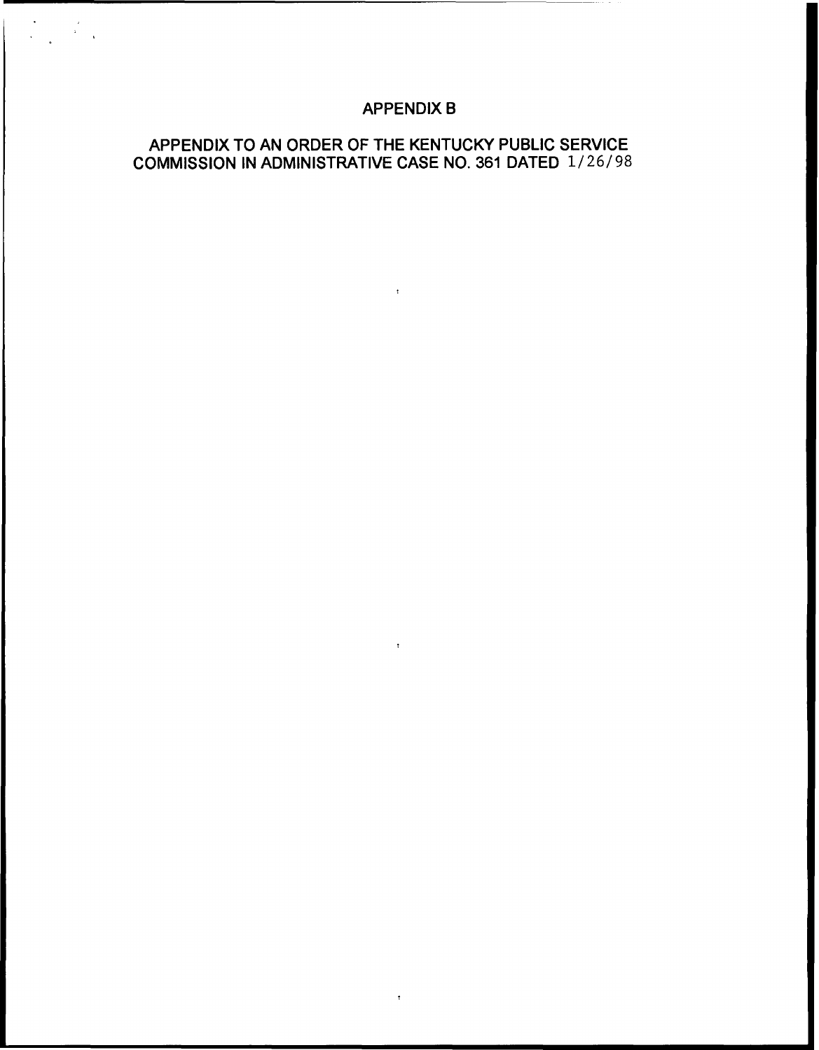# APPENDIX B

APPENDIX TO AN ORDER OF THE KENTUCKY PUBLIC SERVICE COMMISSION IN ADMINISTRATIVE CASE NO. 361 DATED 1/26/98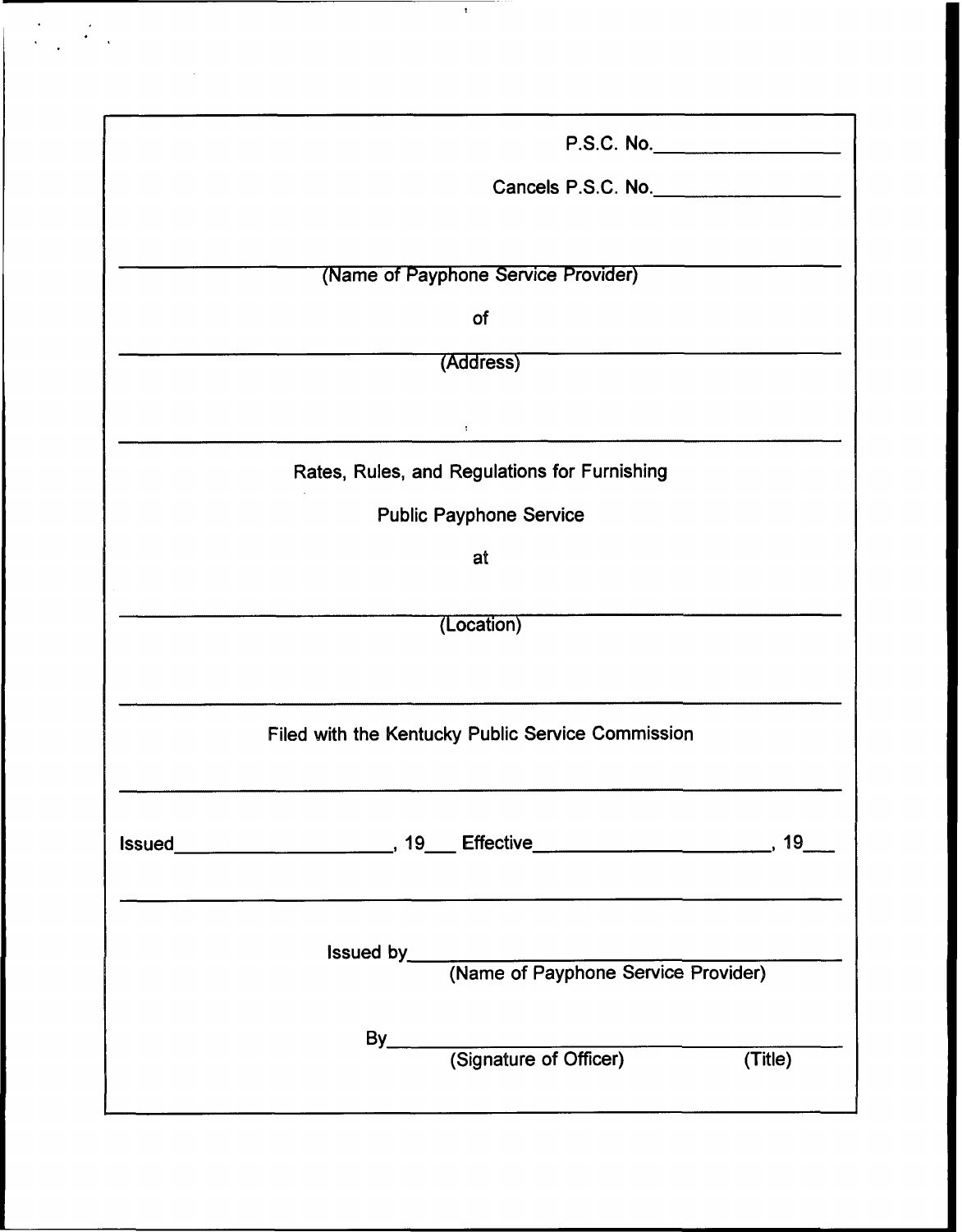P.S.C. No.________________

Cancels P.S.C. No.________________

______________________________________________
(Name of Payphone Service Provider)

of

______________________________________________
(Address)

______________________________________________

Rates, Rules, and Regulations for Furnishing

Public Payphone Service

at

______________________________________________
(Location)

______________________________________________

Filed with the Kentucky Public Service Commission

______________________________________________

Issued____________________, 19___ Effective______________________, 19___

______________________________________________

Issued by______________________________________
(Name of Payphone Service Provider)

By____________________________________________
(Signature of Officer) (Title)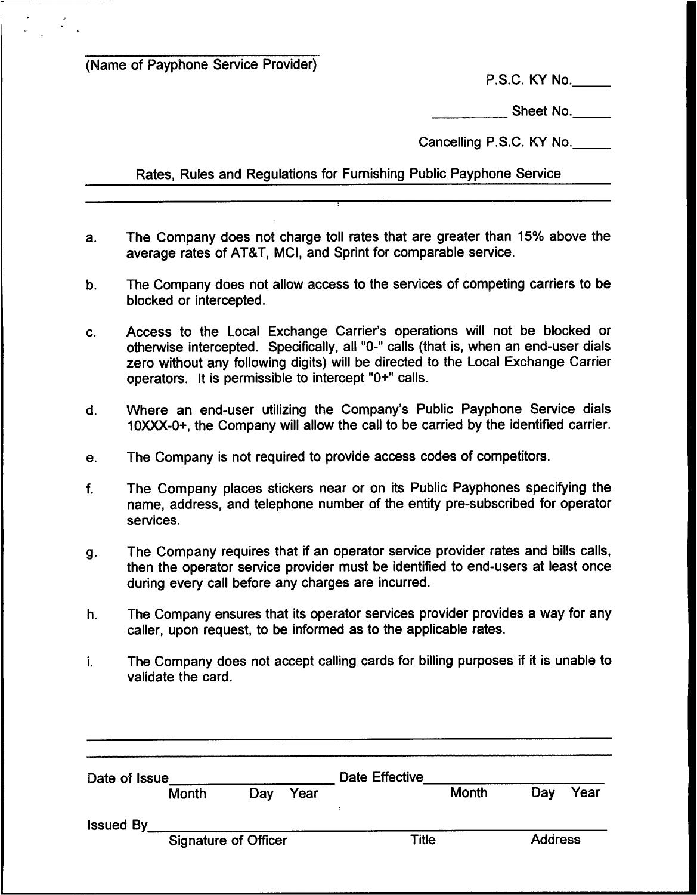______________________
(Name of Payphone Service Provider)

P.S.C. KY No.\_\_\_\_\_

\_\_\_\_\_\_\_\_\_\_ Sheet No.\_\_\_\_\_

Cancelling P.S.C. KY No.\_\_\_\_\_

Rates, Rules and Regulations for Furnishing Public Payphone Service

---

a. The Company does not charge toll rates that are greater than 15% above the average rates of AT&T, MCI, and Sprint for comparable service.

b. The Company does not allow access to the services of competing carriers to be blocked or intercepted.

c. Access to the Local Exchange Carrier's operations will not be blocked or otherwise intercepted. Specifically, all "0-" calls (that is, when an end-user dials zero without any following digits) will be directed to the Local Exchange Carrier operators. It is permissible to intercept "0+" calls.

d. Where an end-user utilizing the Company's Public Payphone Service dials 10XXX-0+, the Company will allow the call to be carried by the identified carrier.

e. The Company is not required to provide access codes of competitors.

f. The Company places stickers near or on its Public Payphones specifying the name, address, and telephone number of the entity pre-subscribed for operator services.

g. The Company requires that if an operator service provider rates and bills calls, then the operator service provider must be identified to end-users at least once during every call before any charges are incurred.

h. The Company ensures that its operator services provider provides a way for any caller, upon request, to be informed as to the applicable rates.

i. The Company does not accept calling cards for billing purposes if it is unable to validate the card.

---

Date of Issue\_\_\_\_\_\_\_\_\_\_\_\_\_\_\_\_\_\_\_\_ Date Effective\_\_\_\_\_\_\_\_\_\_\_\_\_\_\_\_\_\_\_\_
Month Day Year Month Day Year

Issued By\_\_\_\_\_\_\_\_\_\_\_\_\_\_\_\_\_\_\_\_\_\_\_\_\_\_\_\_\_\_\_\_\_\_\_\_\_\_\_\_\_\_\_\_\_\_\_\_
Signature of Officer Title Address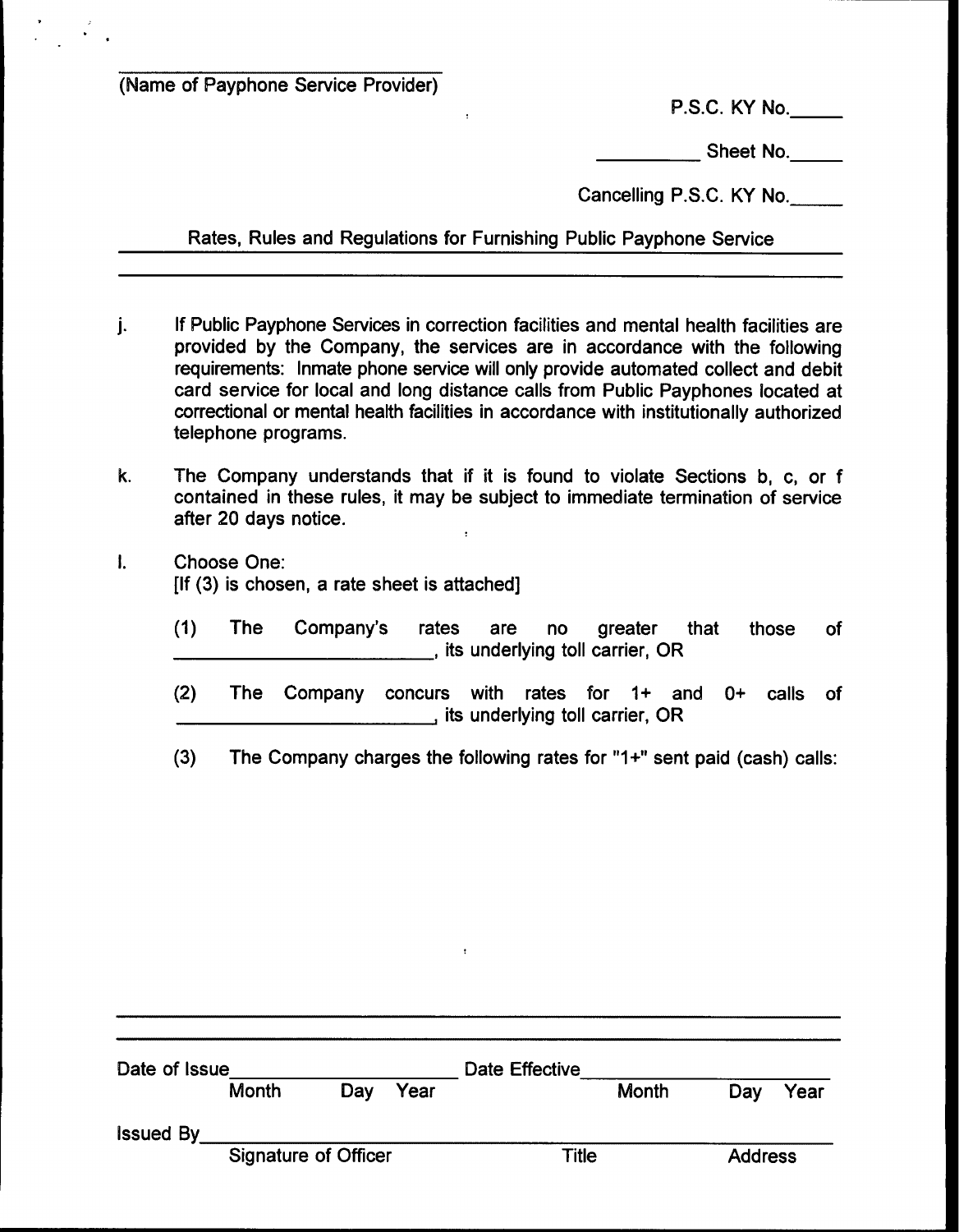\_\_\_\_\_\_\_\_\_\_\_\_\_\_\_\_\_\_\_\_\_\_\_\_\_\_\_\_\_\_
(Name of Payphone Service Provider)

P.S.C. KY No.\_\_\_\_\_

\_\_\_\_\_\_\_\_\_\_ Sheet No.\_\_\_\_\_

Cancelling P.S.C. KY No.\_\_\_\_\_

Rates, Rules and Regulations for Furnishing Public Payphone Service

j. If Public Payphone Services in correction facilities and mental health facilities are provided by the Company, the services are in accordance with the following requirements: Inmate phone service will only provide automated collect and debit card service for local and long distance calls from Public Payphones located at correctional or mental health facilities in accordance with institutionally authorized telephone programs.

k. The Company understands that if it is found to violate Sections b, c, or f contained in these rules, it may be subject to immediate termination of service after 20 days notice.

l. Choose One:
[If (3) is chosen, a rate sheet is attached]

(1) The Company's rates are no greater that those of \_\_\_\_\_\_\_\_\_\_\_\_\_\_\_\_\_\_\_\_\_\_\_\_\_\_, its underlying toll carrier, OR

(2) The Company concurs with rates for 1+ and 0+ calls of \_\_\_\_\_\_\_\_\_\_\_\_\_\_\_\_\_\_\_\_\_\_\_\_\_\_, its underlying toll carrier, OR

(3) The Company charges the following rates for "1+" sent paid (cash) calls:

Date of Issue\_\_\_\_\_\_\_\_\_\_\_\_\_\_\_\_\_\_\_\_\_\_\_\_ Date Effective\_\_\_\_\_\_\_\_\_\_\_\_\_\_\_\_\_\_\_\_\_\_\_\_
Month Day Year Month Day Year

Issued By\_\_\_\_\_\_\_\_\_\_\_\_\_\_\_\_\_\_\_\_\_\_\_\_\_\_\_\_\_\_\_\_\_\_\_\_\_\_\_\_\_\_\_\_\_\_\_\_\_\_\_\_\_\_\_\_\_\_
Signature of Officer Title Address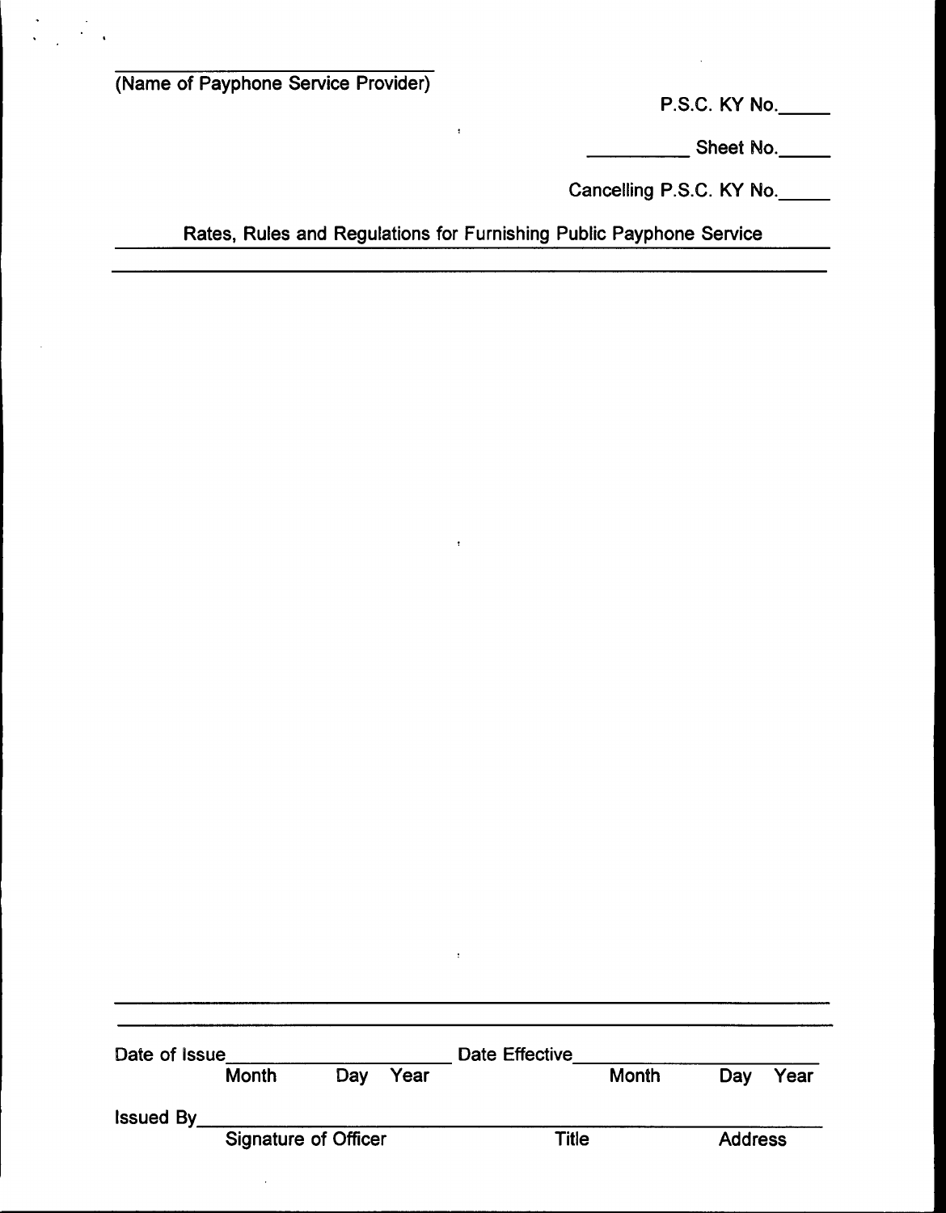(Name of Payphone Service Provider)

P.S.C. KY No.\_\_\_\_\_

\_\_\_\_\_\_\_\_\_\_ Sheet No.\_\_\_\_\_

Cancelling P.S.C. KY No.\_\_\_\_\_

Rates, Rules and Regulations for Furnishing Public Payphone Service

---

---

Date of Issue\_\_\_\_\_\_\_\_\_\_\_\_\_\_\_\_\_\_\_\_ Date Effective\_\_\_\_\_\_\_\_\_\_\_\_\_\_\_\_\_\_\_\_

Month Day Year Month Day Year

Issued By\_\_\_\_\_\_\_\_\_\_\_\_\_\_\_\_\_\_\_\_\_\_\_\_\_\_\_\_\_\_\_\_\_\_\_\_\_\_\_\_\_\_\_\_\_\_

Signature of Officer Title Address